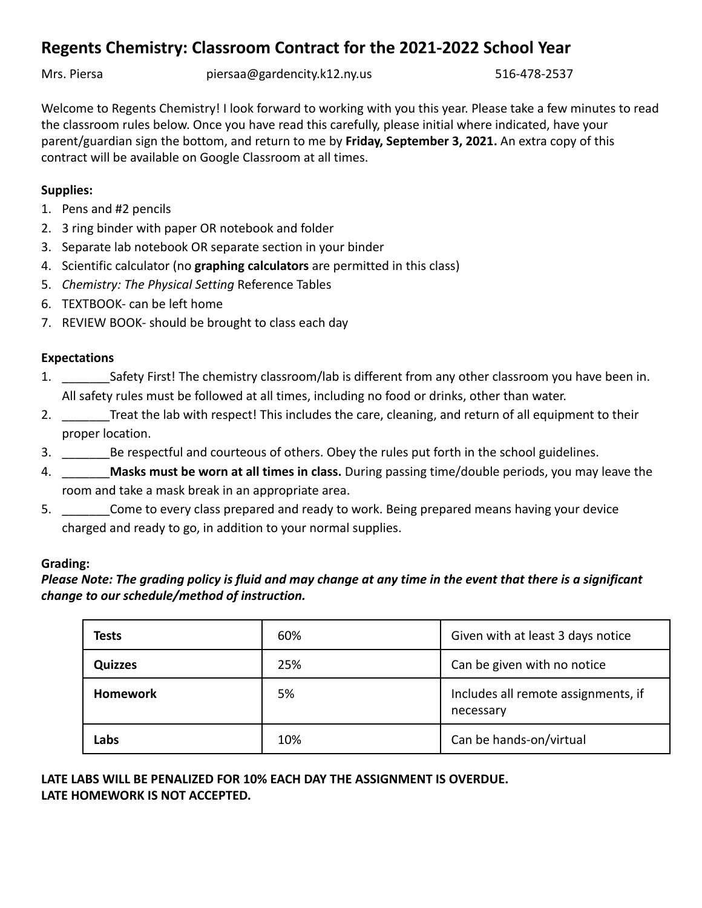# Regents Chemistry: Classroom Contract for the 2021-2022 School Year

Mrs. Piersa piersaa@gardencity.k12.ny.us 516-478-2537

Welcome to Regents Chemistry! I look forward to working with you this year. Please take a few minutes to read the classroom rules below. Once you have read this carefully, please initial where indicated, have your parent/guardian sign the bottom, and return to me by **Friday, September 3, 2021.** An extra copy of this contract will be available on Google Classroom at all times.

**Supplies:**

1. Pens and #2 pencils
2. 3 ring binder with paper OR notebook and folder
3. Separate lab notebook OR separate section in your binder
4. Scientific calculator (no **graphing calculators** are permitted in this class)
5. *Chemistry: The Physical Setting* Reference Tables
6. TEXTBOOK- can be left home
7. REVIEW BOOK- should be brought to class each day

**Expectations**

1. _______Safety First! The chemistry classroom/lab is different from any other classroom you have been in. All safety rules must be followed at all times, including no food or drinks, other than water.
2. _______Treat the lab with respect! This includes the care, cleaning, and return of all equipment to their proper location.
3. _______Be respectful and courteous of others. Obey the rules put forth in the school guidelines.
4. _______**Masks must be worn at all times in class.** During passing time/double periods, you may leave the room and take a mask break in an appropriate area.
5. _______Come to every class prepared and ready to work. Being prepared means having your device charged and ready to go, in addition to your normal supplies.

**Grading:**

***Please Note: The grading policy is fluid and may change at any time in the event that there is a significant change to our schedule/method of instruction.***

| | | |
|---|---|---|
| **Tests** | 60% | Given with at least 3 days notice |
| **Quizzes** | 25% | Can be given with no notice |
| **Homework** | 5% | Includes all remote assignments, if necessary |
| **Labs** | 10% | Can be hands-on/virtual |

**LATE LABS WILL BE PENALIZED FOR 10% EACH DAY THE ASSIGNMENT IS OVERDUE.**
**LATE HOMEWORK IS NOT ACCEPTED.**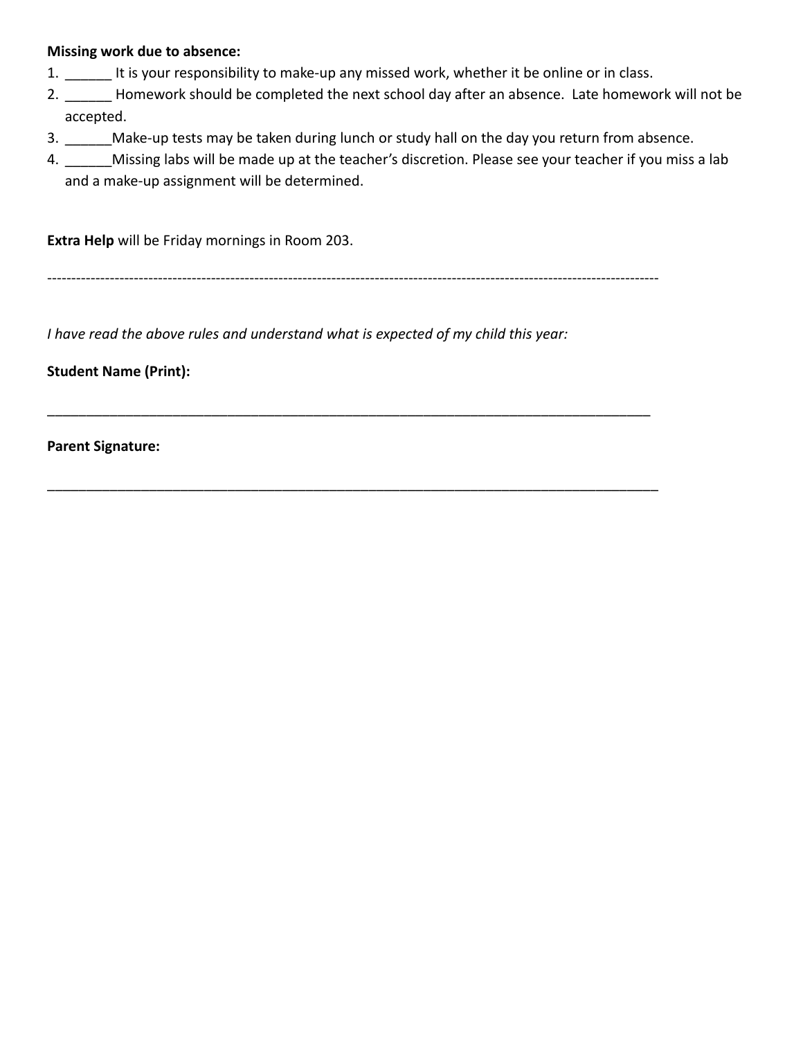**Missing work due to absence:**

1. ______ It is your responsibility to make-up any missed work, whether it be online or in class.
2. ______ Homework should be completed the next school day after an absence. Late homework will not be accepted.
3. ______Make-up tests may be taken during lunch or study hall on the day you return from absence.
4. ______Missing labs will be made up at the teacher's discretion. Please see your teacher if you miss a lab and a make-up assignment will be determined.

**Extra Help** will be Friday mornings in Room 203.

---------------------------------------------------------------------------------------------------------------------------------

*I have read the above rules and understand what is expected of my child this year:*

**Student Name (Print):**

_______________________________________________________________________________

**Parent Signature:**

_______________________________________________________________________________